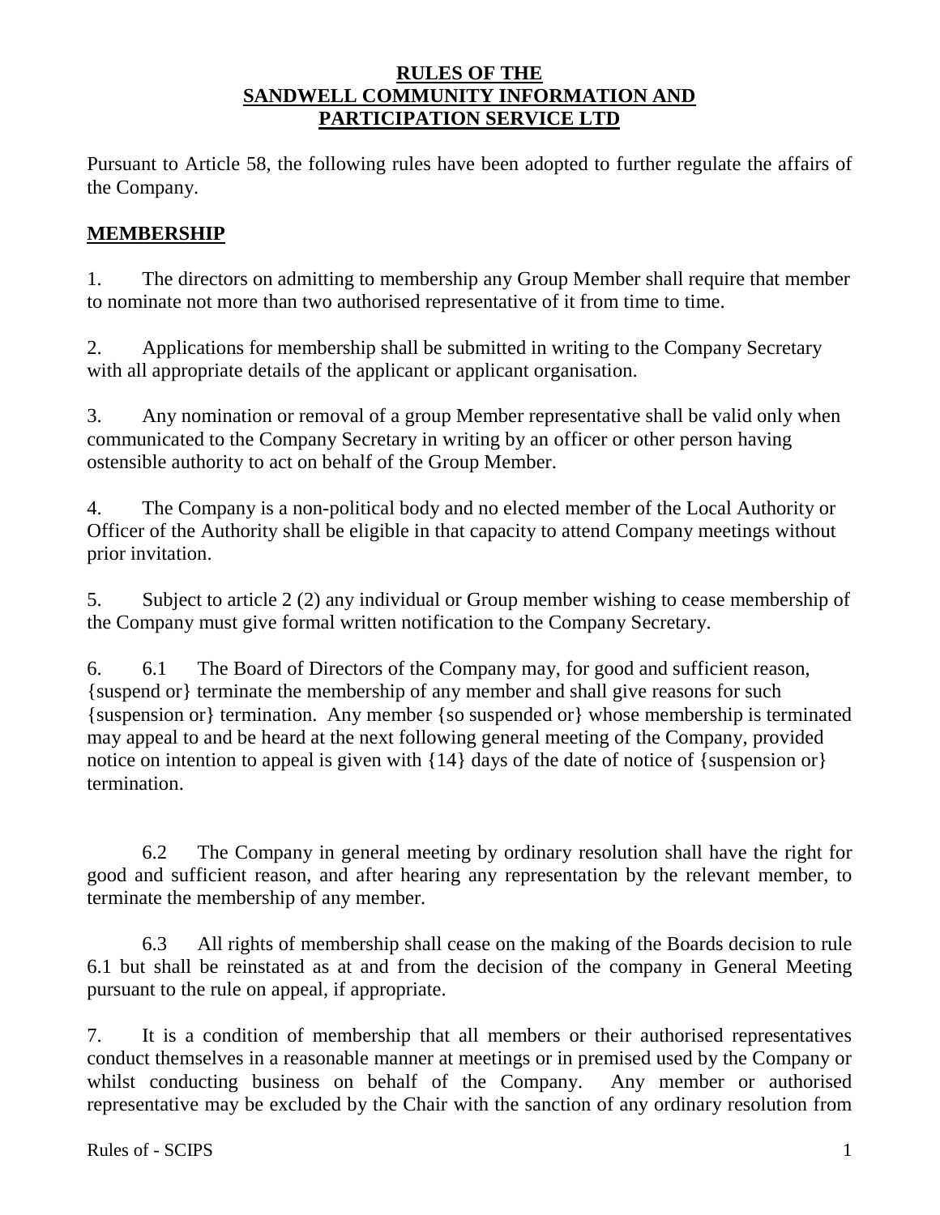# RULES OF THE SANDWELL COMMUNITY INFORMATION AND PARTICIPATION SERVICE LTD

Pursuant to Article 58, the following rules have been adopted to further regulate the affairs of the Company.

## MEMBERSHIP

1. The directors on admitting to membership any Group Member shall require that member to nominate not more than two authorised representative of it from time to time.

2. Applications for membership shall be submitted in writing to the Company Secretary with all appropriate details of the applicant or applicant organisation.

3. Any nomination or removal of a group Member representative shall be valid only when communicated to the Company Secretary in writing by an officer or other person having ostensible authority to act on behalf of the Group Member.

4. The Company is a non-political body and no elected member of the Local Authority or Officer of the Authority shall be eligible in that capacity to attend Company meetings without prior invitation.

5. Subject to article 2 (2) any individual or Group member wishing to cease membership of the Company must give formal written notification to the Company Secretary.

6. 6.1 The Board of Directors of the Company may, for good and sufficient reason, {suspend or} terminate the membership of any member and shall give reasons for such {suspension or} termination. Any member {so suspended or} whose membership is terminated may appeal to and be heard at the next following general meeting of the Company, provided notice on intention to appeal is given with {14} days of the date of notice of {suspension or} termination.

 6.2 The Company in general meeting by ordinary resolution shall have the right for good and sufficient reason, and after hearing any representation by the relevant member, to terminate the membership of any member.

 6.3 All rights of membership shall cease on the making of the Boards decision to rule 6.1 but shall be reinstated as at and from the decision of the company in General Meeting pursuant to the rule on appeal, if appropriate.

7. It is a condition of membership that all members or their authorised representatives conduct themselves in a reasonable manner at meetings or in premised used by the Company or whilst conducting business on behalf of the Company. Any member or authorised representative may be excluded by the Chair with the sanction of any ordinary resolution from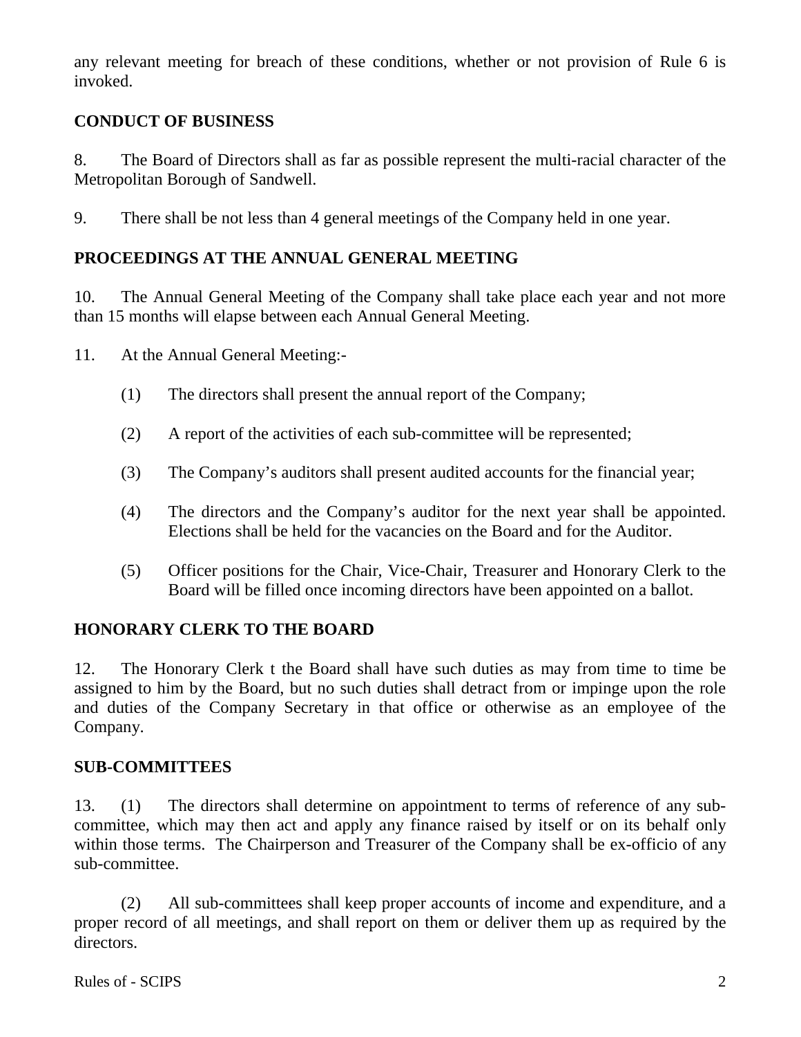any relevant meeting for breach of these conditions, whether or not provision of Rule 6 is invoked.

## CONDUCT OF BUSINESS

8. The Board of Directors shall as far as possible represent the multi-racial character of the Metropolitan Borough of Sandwell.

9. There shall be not less than 4 general meetings of the Company held in one year.

## PROCEEDINGS AT THE ANNUAL GENERAL MEETING

10. The Annual General Meeting of the Company shall take place each year and not more than 15 months will elapse between each Annual General Meeting.

11. At the Annual General Meeting:-

(1) The directors shall present the annual report of the Company;

(2) A report of the activities of each sub-committee will be represented;

(3) The Company's auditors shall present audited accounts for the financial year;

(4) The directors and the Company's auditor for the next year shall be appointed. Elections shall be held for the vacancies on the Board and for the Auditor.

(5) Officer positions for the Chair, Vice-Chair, Treasurer and Honorary Clerk to the Board will be filled once incoming directors have been appointed on a ballot.

## HONORARY CLERK TO THE BOARD

12. The Honorary Clerk t the Board shall have such duties as may from time to time be assigned to him by the Board, but no such duties shall detract from or impinge upon the role and duties of the Company Secretary in that office or otherwise as an employee of the Company.

## SUB-COMMITTEES

13. (1) The directors shall determine on appointment to terms of reference of any sub-committee, which may then act and apply any finance raised by itself or on its behalf only within those terms. The Chairperson and Treasurer of the Company shall be ex-officio of any sub-committee.

(2) All sub-committees shall keep proper accounts of income and expenditure, and a proper record of all meetings, and shall report on them or deliver them up as required by the directors.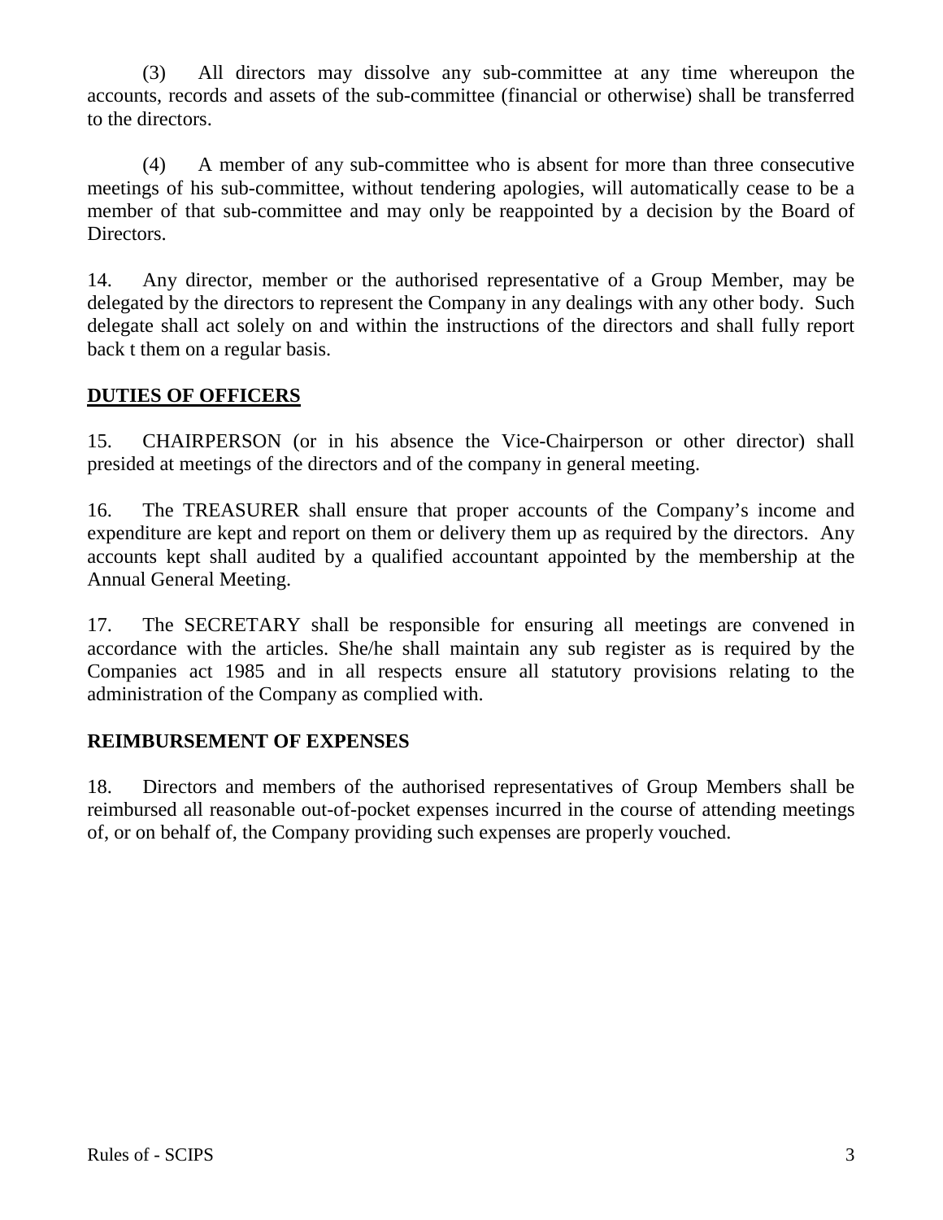(3) All directors may dissolve any sub-committee at any time whereupon the accounts, records and assets of the sub-committee (financial or otherwise) shall be transferred to the directors.

(4) A member of any sub-committee who is absent for more than three consecutive meetings of his sub-committee, without tendering apologies, will automatically cease to be a member of that sub-committee and may only be reappointed by a decision by the Board of Directors.

14. Any director, member or the authorised representative of a Group Member, may be delegated by the directors to represent the Company in any dealings with any other body. Such delegate shall act solely on and within the instructions of the directors and shall fully report back t them on a regular basis.

## DUTIES OF OFFICERS

15. CHAIRPERSON (or in his absence the Vice-Chairperson or other director) shall presided at meetings of the directors and of the company in general meeting.

16. The TREASURER shall ensure that proper accounts of the Company's income and expenditure are kept and report on them or delivery them up as required by the directors. Any accounts kept shall audited by a qualified accountant appointed by the membership at the Annual General Meeting.

17. The SECRETARY shall be responsible for ensuring all meetings are convened in accordance with the articles. She/he shall maintain any sub register as is required by the Companies act 1985 and in all respects ensure all statutory provisions relating to the administration of the Company as complied with.

## REIMBURSEMENT OF EXPENSES

18. Directors and members of the authorised representatives of Group Members shall be reimbursed all reasonable out-of-pocket expenses incurred in the course of attending meetings of, or on behalf of, the Company providing such expenses are properly vouched.